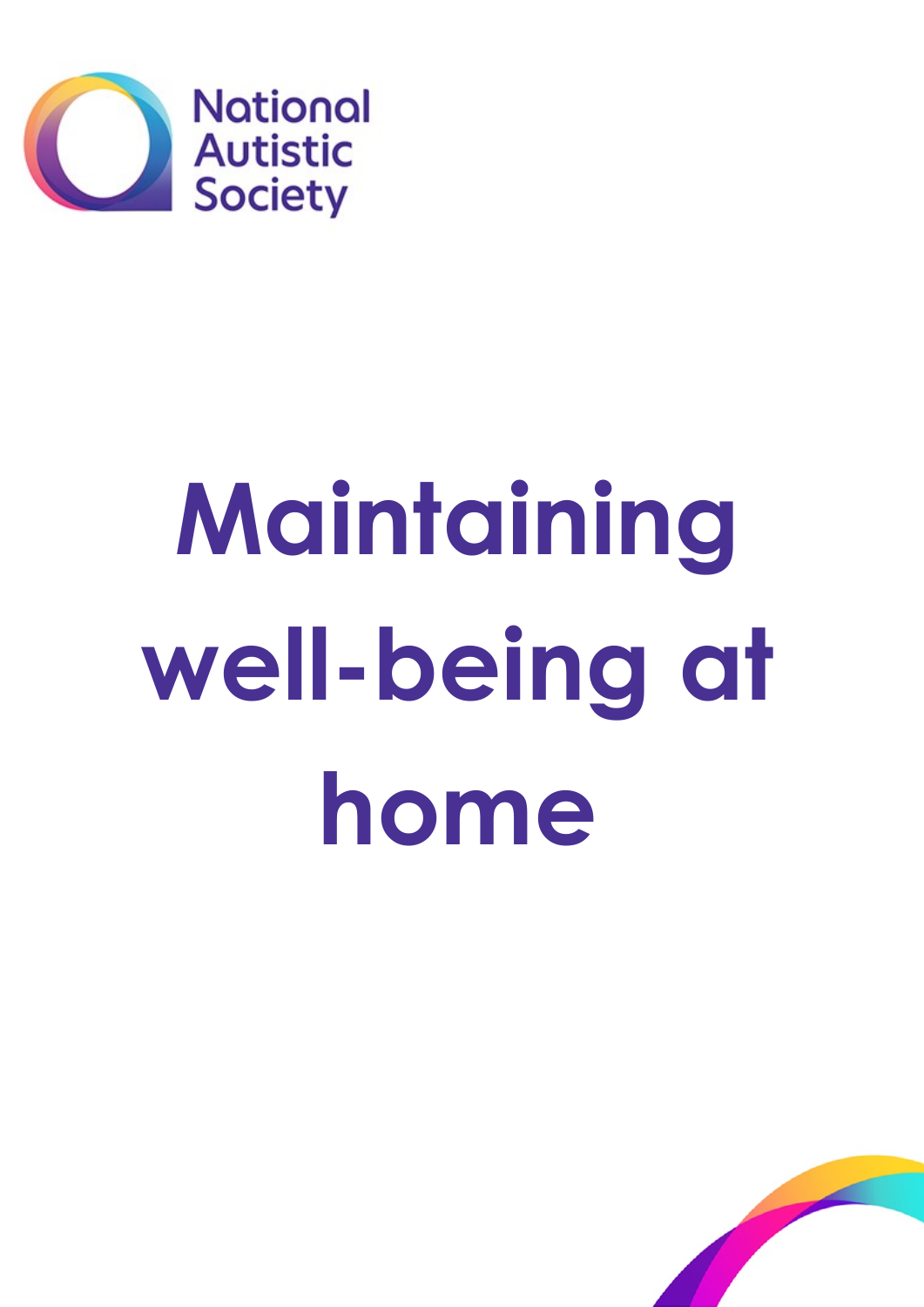National Autistic Society

# Maintaining well-being at home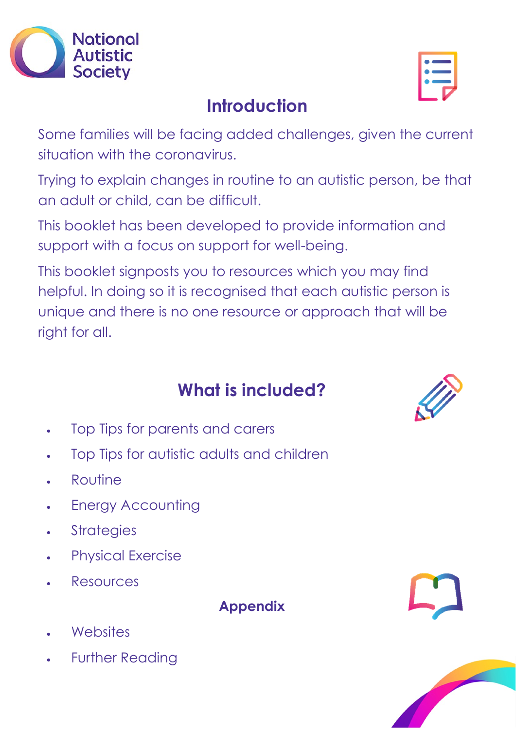## Introduction

Some families will be facing added challenges, given the current situation with the coronavirus.

Trying to explain changes in routine to an autistic person, be that an adult or child, can be difficult.

This booklet has been developed to provide information and support with a focus on support for well-being.

This booklet signposts you to resources which you may find helpful. In doing so it is recognised that each autistic person is unique and there is no one resource or approach that will be right for all.

## What is included?

- Top Tips for parents and carers
- Top Tips for autistic adults and children
- Routine
- Energy Accounting
- Strategies
- Physical Exercise
- Resources

### Appendix

- Websites
- Further Reading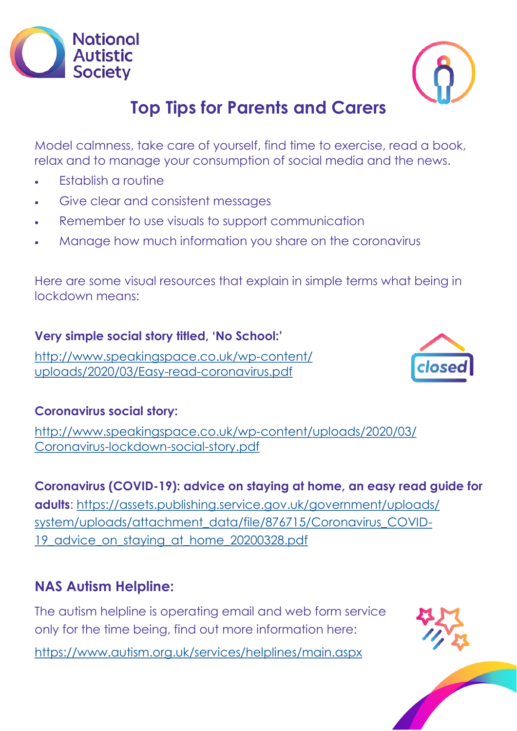National Autistic Society

# Top Tips for Parents and Carers

Model calmness, take care of yourself, find time to exercise, read a book, relax and to manage your consumption of social media and the news.

- Establish a routine
- Give clear and consistent messages
- Remember to use visuals to support communication
- Manage how much information you share on the coronavirus

Here are some visual resources that explain in simple terms what being in lockdown means:

**Very simple social story titled, 'No School:'**

http://www.speakingspace.co.uk/wp-content/uploads/2020/03/Easy-read-coronavirus.pdf

**Coronavirus social story:**

http://www.speakingspace.co.uk/wp-content/uploads/2020/03/Coronavirus-lockdown-social-story.pdf

**Coronavirus (COVID-19): advice on staying at home, an easy read guide for adults**: https://assets.publishing.service.gov.uk/government/uploads/system/uploads/attachment_data/file/876715/Coronavirus_COVID-19_advice_on_staying_at_home_20200328.pdf

## NAS Autism Helpline:

The autism helpline is operating email and web form service only for the time being, find out more information here:

https://www.autism.org.uk/services/helplines/main.aspx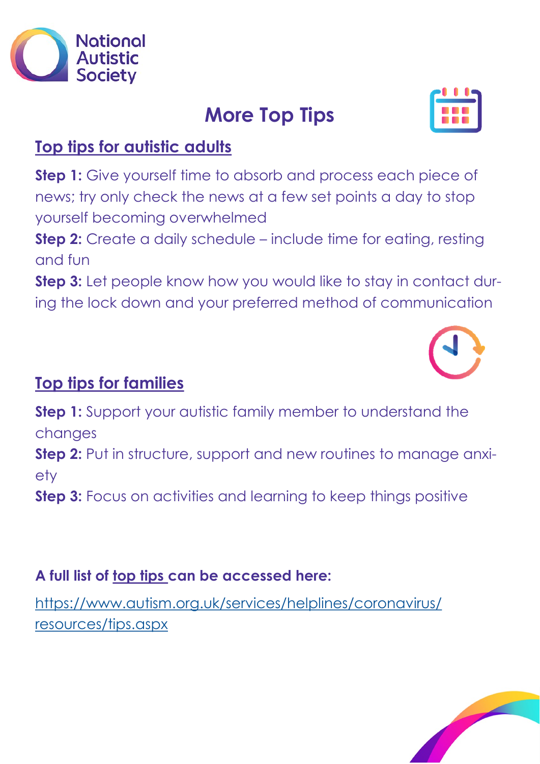National Autistic Society

# More Top Tips

## Top tips for autistic adults

**Step 1:** Give yourself time to absorb and process each piece of news; try only check the news at a few set points a day to stop yourself becoming overwhelmed

**Step 2:** Create a daily schedule – include time for eating, resting and fun

**Step 3:** Let people know how you would like to stay in contact during the lock down and your preferred method of communication

## Top tips for families

**Step 1:** Support your autistic family member to understand the changes

**Step 2:** Put in structure, support and new routines to manage anxiety

**Step 3:** Focus on activities and learning to keep things positive

**A full list of top tips can be accessed here:**

https://www.autism.org.uk/services/helplines/coronavirus/resources/tips.aspx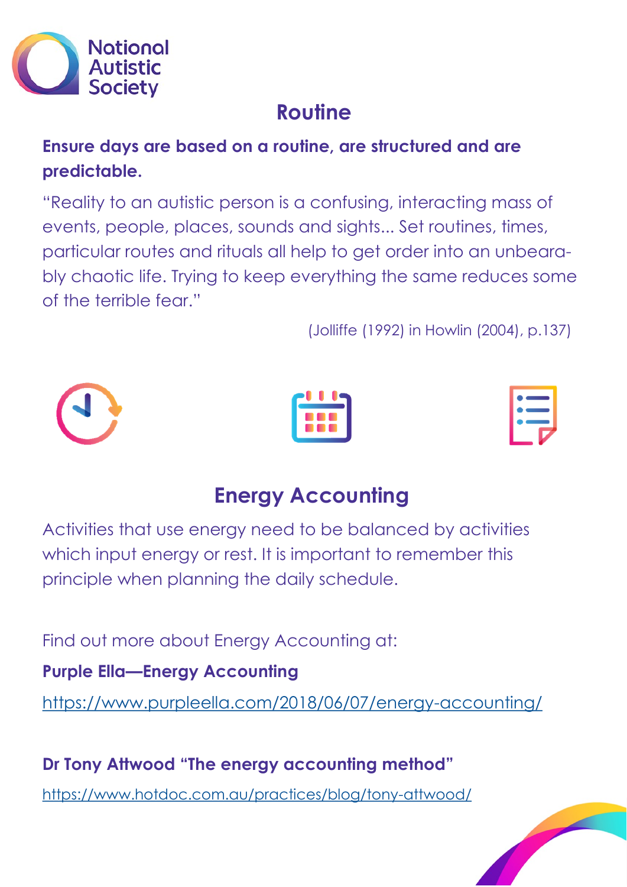## Routine

**Ensure days are based on a routine, are structured and are predictable.**

"Reality to an autistic person is a confusing, interacting mass of events, people, places, sounds and sights... Set routines, times, particular routes and rituals all help to get order into an unbearably chaotic life. Trying to keep everything the same reduces some of the terrible fear."

(Jolliffe (1992) in Howlin (2004), p.137)

## Energy Accounting

Activities that use energy need to be balanced by activities which input energy or rest. It is important to remember this principle when planning the daily schedule.

Find out more about Energy Accounting at:

**Purple Ella—Energy Accounting**

https://www.purpleella.com/2018/06/07/energy-accounting/

**Dr Tony Attwood "The energy accounting method"**

https://www.hotdoc.com.au/practices/blog/tony-attwood/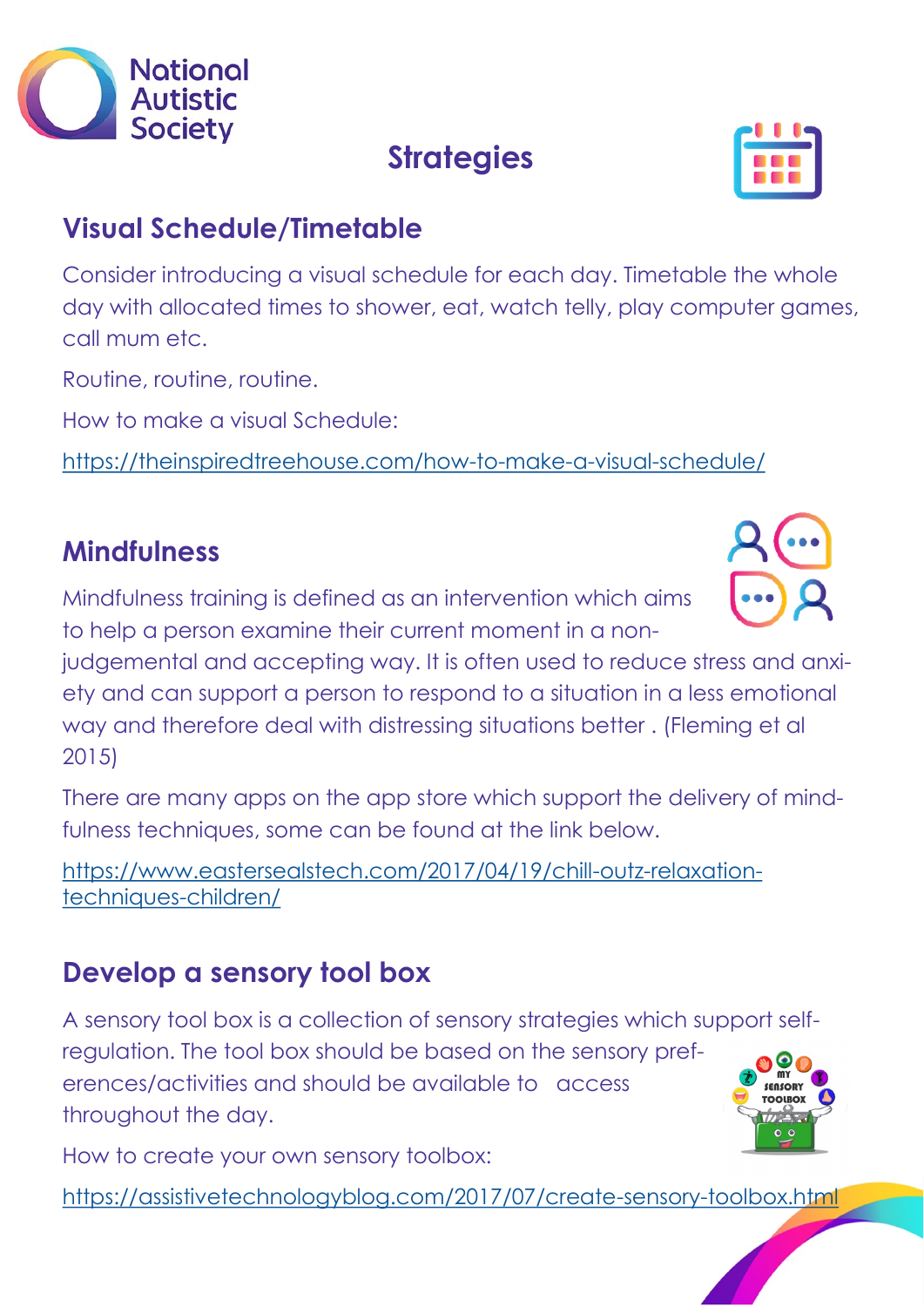# Strategies

## Visual Schedule/Timetable

Consider introducing a visual schedule for each day. Timetable the whole day with allocated times to shower, eat, watch telly, play computer games, call mum etc.

Routine, routine, routine.

How to make a visual Schedule:

https://theinspiredtreehouse.com/how-to-make-a-visual-schedule/

## Mindfulness

Mindfulness training is defined as an intervention which aims to help a person examine their current moment in a non-judgemental and accepting way. It is often used to reduce stress and anxiety and can support a person to respond to a situation in a less emotional way and therefore deal with distressing situations better . (Fleming et al 2015)

There are many apps on the app store which support the delivery of mindfulness techniques, some can be found at the link below.

https://www.eastersealstech.com/2017/04/19/chill-outz-relaxation-techniques-children/

## Develop a sensory tool box

A sensory tool box is a collection of sensory strategies which support self-regulation. The tool box should be based on the sensory preferences/activities and should be available to access throughout the day.

How to create your own sensory toolbox:

https://assistivetechnologyblog.com/2017/07/create-sensory-toolbox.html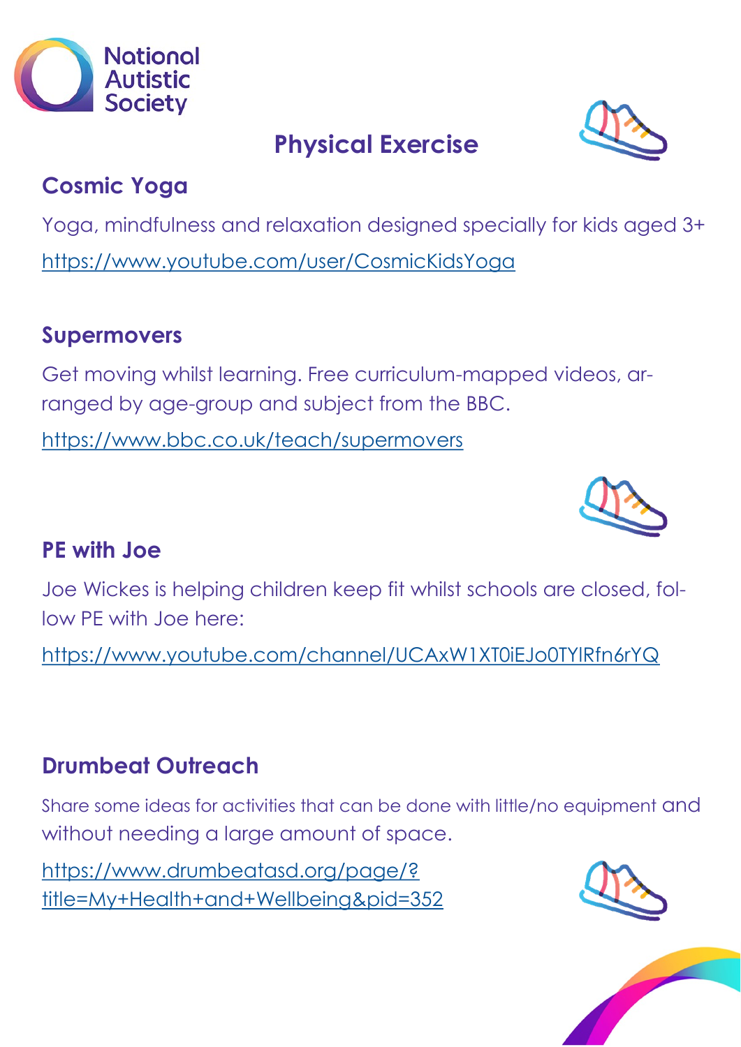National Autistic Society

# Physical Exercise

## Cosmic Yoga

Yoga, mindfulness and relaxation designed specially for kids aged 3+

https://www.youtube.com/user/CosmicKidsYoga

## Supermovers

Get moving whilst learning. Free curriculum-mapped videos, arranged by age-group and subject from the BBC.

https://www.bbc.co.uk/teach/supermovers

## PE with Joe

Joe Wickes is helping children keep fit whilst schools are closed, follow PE with Joe here:

https://www.youtube.com/channel/UCAxW1XT0iEJo0TYlRfn6rYQ

## Drumbeat Outreach

Share some ideas for activities that can be done with little/no equipment and without needing a large amount of space.

https://www.drumbeatasd.org/page/?title=My+Health+and+Wellbeing&pid=352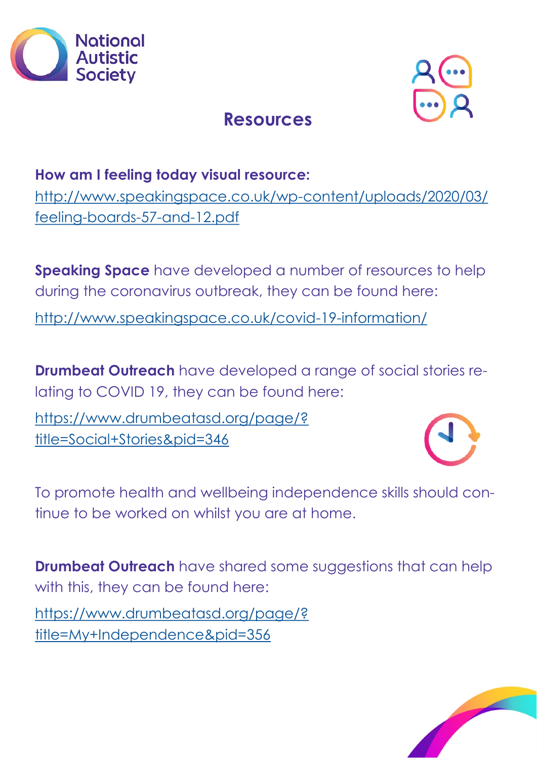# Resources

**How am I feeling today visual resource:**
http://www.speakingspace.co.uk/wp-content/uploads/2020/03/feeling-boards-57-and-12.pdf

**Speaking Space** have developed a number of resources to help during the coronavirus outbreak, they can be found here:

http://www.speakingspace.co.uk/covid-19-information/

**Drumbeat Outreach** have developed a range of social stories relating to COVID 19, they can be found here:

https://www.drumbeatasd.org/page/?title=Social+Stories&pid=346

To promote health and wellbeing independence skills should continue to be worked on whilst you are at home.

**Drumbeat Outreach** have shared some suggestions that can help with this, they can be found here:

https://www.drumbeatasd.org/page/?title=My+Independence&pid=356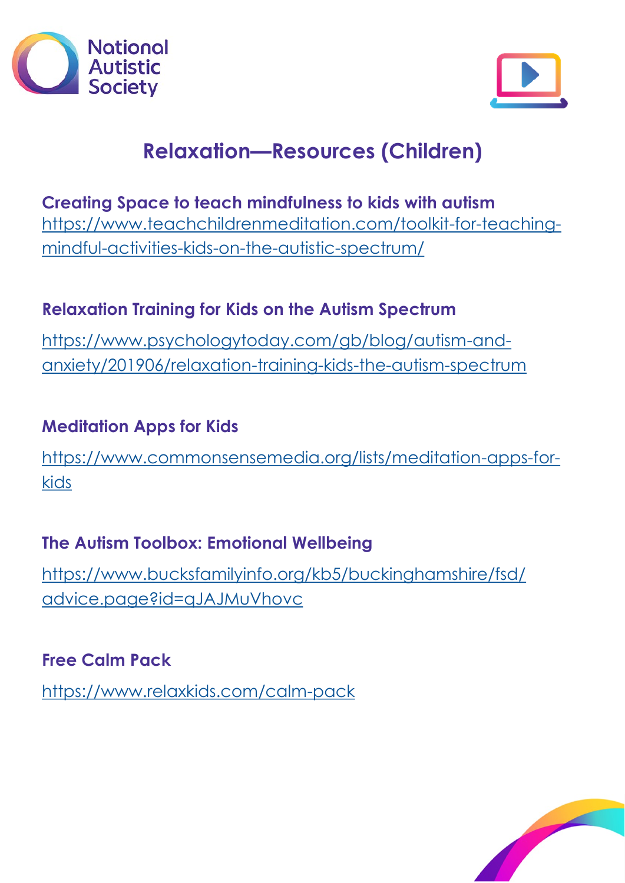# Relaxation—Resources (Children)

**Creating Space to teach mindfulness to kids with autism**

https://www.teachchildrenmeditation.com/toolkit-for-teaching-mindful-activities-kids-on-the-autistic-spectrum/

**Relaxation Training for Kids on the Autism Spectrum**

https://www.psychologytoday.com/gb/blog/autism-and-anxiety/201906/relaxation-training-kids-the-autism-spectrum

**Meditation Apps for Kids**

https://www.commonsensemedia.org/lists/meditation-apps-for-kids

**The Autism Toolbox: Emotional Wellbeing**

https://www.bucksfamilyinfo.org/kb5/buckinghamshire/fsd/advice.page?id=qJAJMuVhovc

**Free Calm Pack**

https://www.relaxkids.com/calm-pack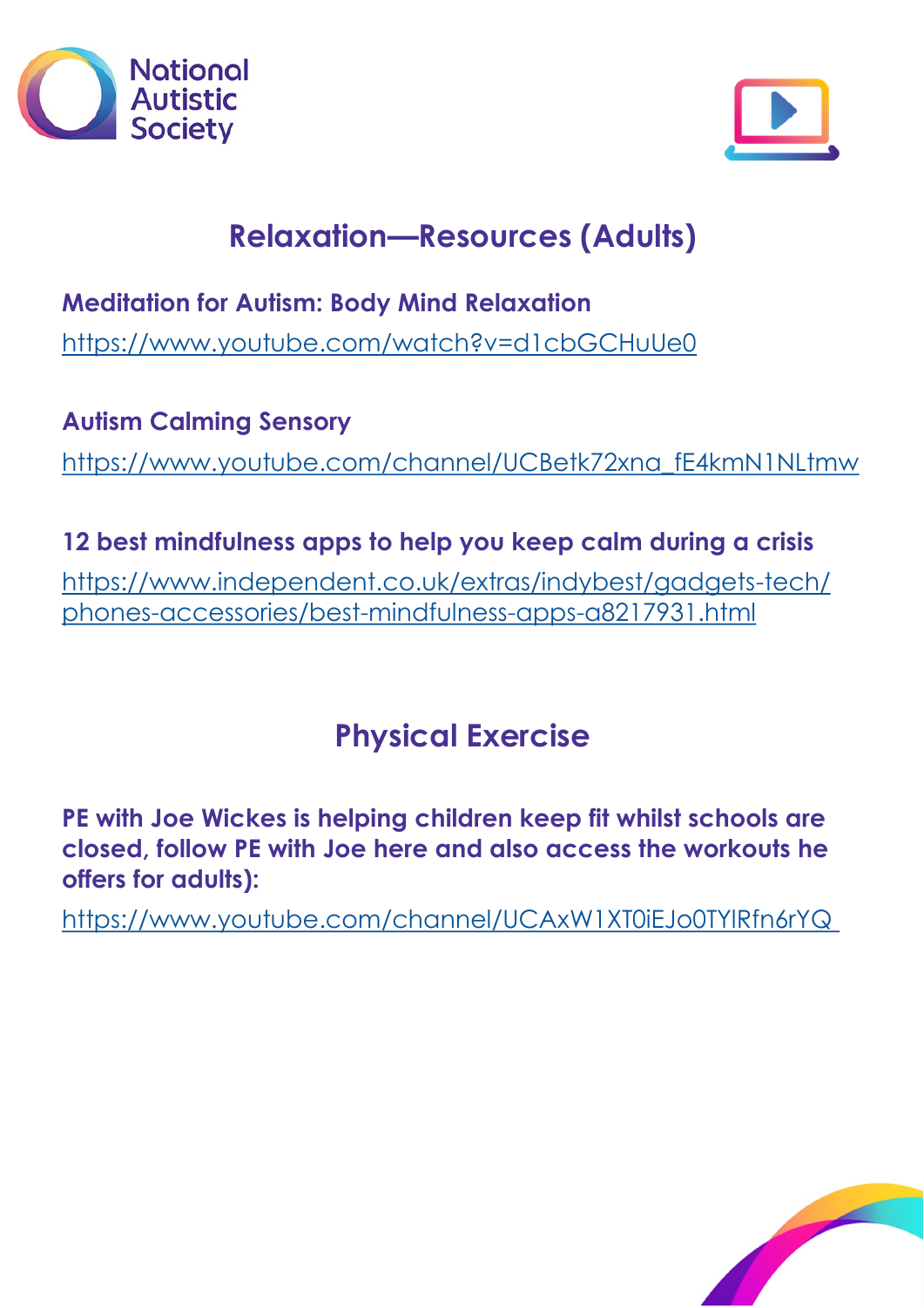## Relaxation—Resources (Adults)

**Meditation for Autism: Body Mind Relaxation**

https://www.youtube.com/watch?v=d1cbGCHuUe0

**Autism Calming Sensory**

https://www.youtube.com/channel/UCBetk72xna_fE4kmN1NLtmw

**12 best mindfulness apps to help you keep calm during a crisis**

https://www.independent.co.uk/extras/indybest/gadgets-tech/phones-accessories/best-mindfulness-apps-a8217931.html

## Physical Exercise

**PE with Joe Wickes is helping children keep fit whilst schools are closed, follow PE with Joe here and also access the workouts he offers for adults):**

https://www.youtube.com/channel/UCAxW1XT0iEJo0TYlRfn6rYQ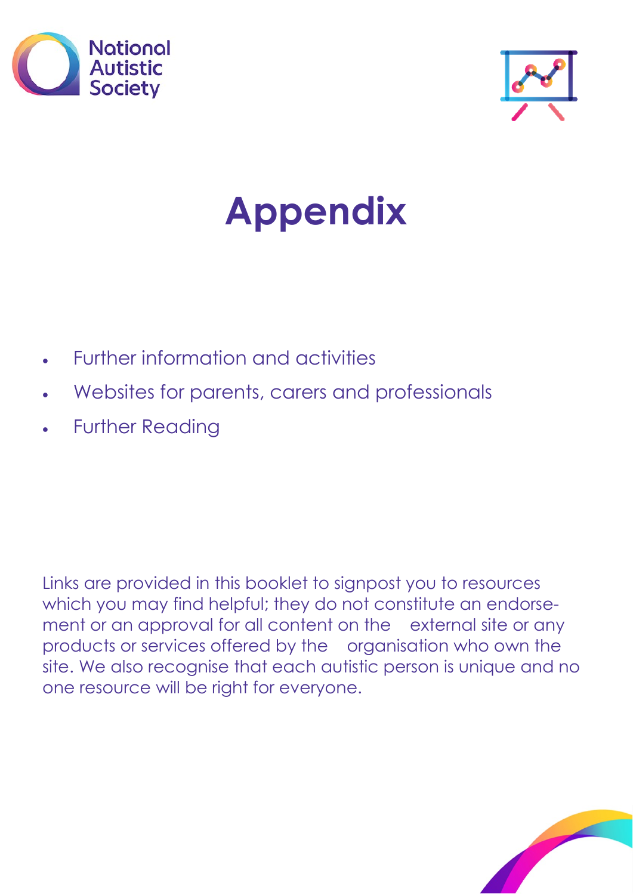# Appendix

- Further information and activities
- Websites for parents, carers and professionals
- Further Reading

Links are provided in this booklet to signpost you to resources which you may find helpful; they do not constitute an endorsement or an approval for all content on the external site or any products or services offered by the organisation who own the site. We also recognise that each autistic person is unique and no one resource will be right for everyone.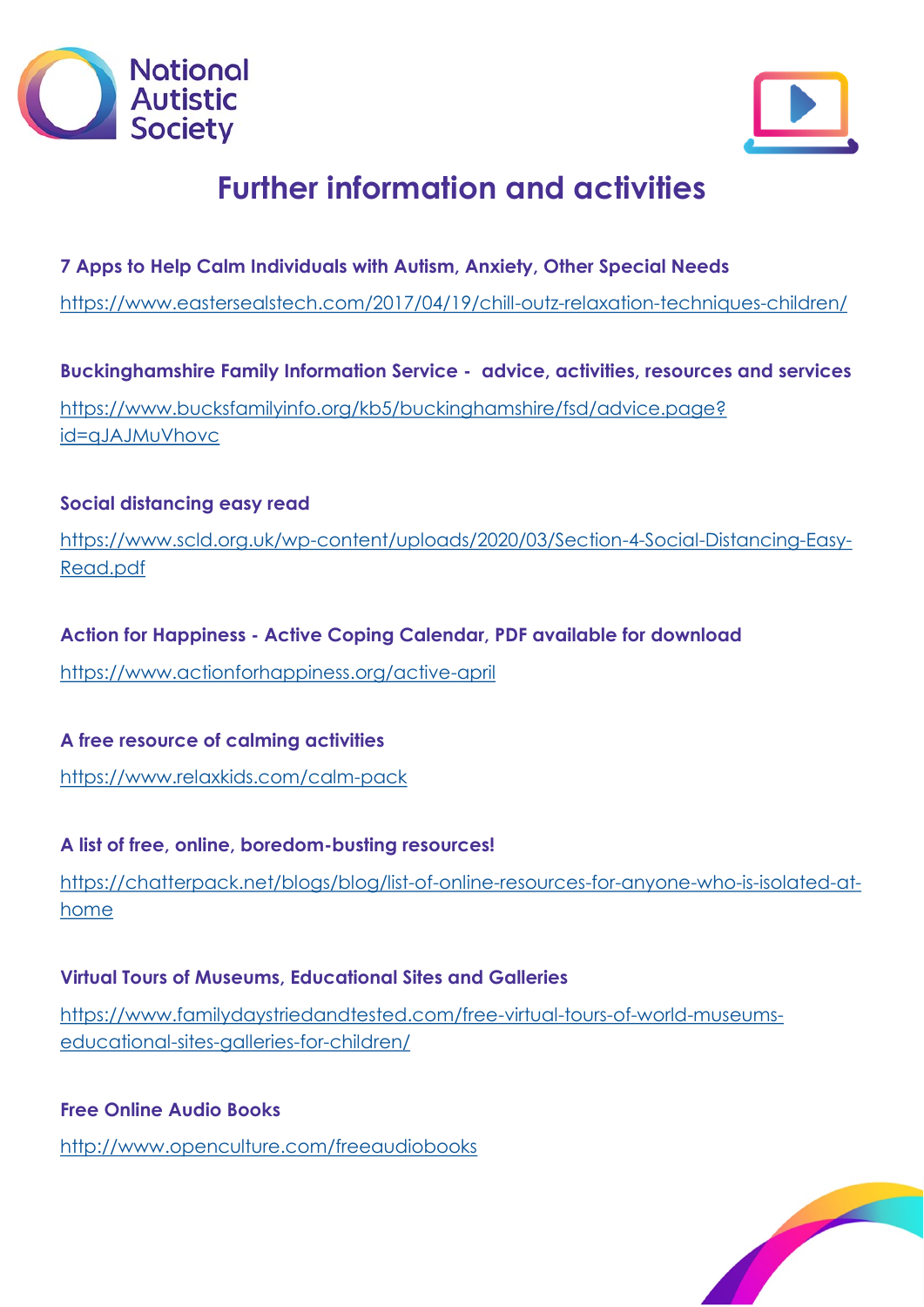# Further information and activities

**7 Apps to Help Calm Individuals with Autism, Anxiety, Other Special Needs**

https://www.eastersealstech.com/2017/04/19/chill-outz-relaxation-techniques-children/

**Buckinghamshire Family Information Service - advice, activities, resources and services**

https://www.bucksfamilyinfo.org/kb5/buckinghamshire/fsd/advice.page?id=qJAJMuVhovc

**Social distancing easy read**

https://www.scld.org.uk/wp-content/uploads/2020/03/Section-4-Social-Distancing-Easy-Read.pdf

**Action for Happiness - Active Coping Calendar, PDF available for download**

https://www.actionforhappiness.org/active-april

**A free resource of calming activities**

https://www.relaxkids.com/calm-pack

**A list of free, online, boredom-busting resources!**

https://chatterpack.net/blogs/blog/list-of-online-resources-for-anyone-who-is-isolated-at-home

**Virtual Tours of Museums, Educational Sites and Galleries**

https://www.familydaystriedandtested.com/free-virtual-tours-of-world-museums-educational-sites-galleries-for-children/

**Free Online Audio Books**

http://www.openculture.com/freeaudiobooks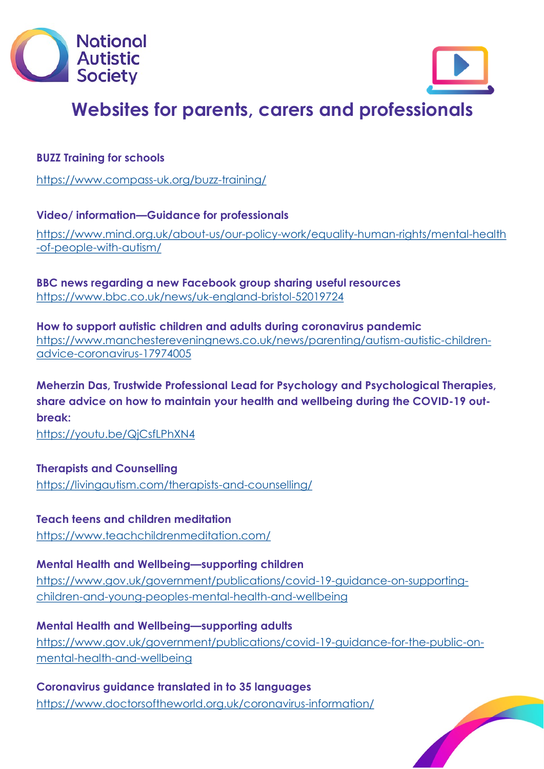National Autistic Society

# Websites for parents, carers and professionals

**BUZZ Training for schools**

https://www.compass-uk.org/buzz-training/

**Video/ information—Guidance for professionals**

https://www.mind.org.uk/about-us/our-policy-work/equality-human-rights/mental-health-of-people-with-autism/

**BBC news regarding a new Facebook group sharing useful resources**
https://www.bbc.co.uk/news/uk-england-bristol-52019724

**How to support autistic children and adults during coronavirus pandemic**
https://www.manchestereveningnews.co.uk/news/parenting/autism-autistic-children-advice-coronavirus-17974005

**Meherzin Das, Trustwide Professional Lead for Psychology and Psychological Therapies, share advice on how to maintain your health and wellbeing during the COVID-19 outbreak:**
https://youtu.be/QjCsfLPhXN4

**Therapists and Counselling**
https://livingautism.com/therapists-and-counselling/

**Teach teens and children meditation**
https://www.teachchildrenmeditation.com/

**Mental Health and Wellbeing—supporting children**
https://www.gov.uk/government/publications/covid-19-guidance-on-supporting-children-and-young-peoples-mental-health-and-wellbeing

**Mental Health and Wellbeing—supporting adults**
https://www.gov.uk/government/publications/covid-19-guidance-for-the-public-on-mental-health-and-wellbeing

**Coronavirus guidance translated in to 35 languages**
https://www.doctorsoftheworld.org.uk/coronavirus-information/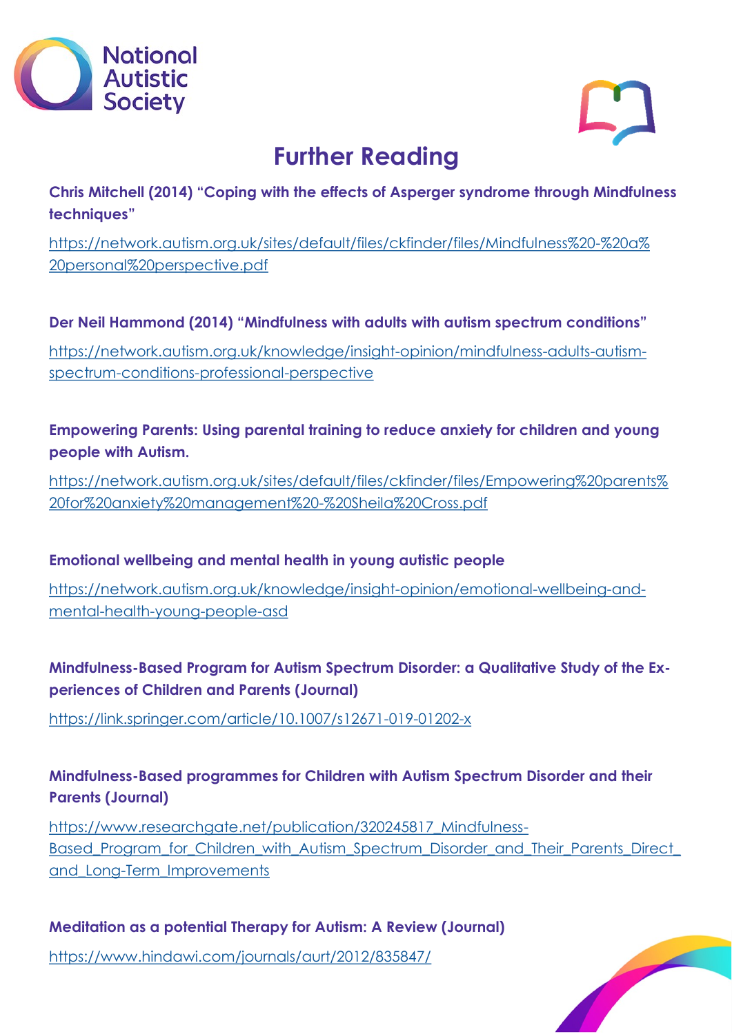National Autistic Society

# Further Reading

**Chris Mitchell (2014) "Coping with the effects of Asperger syndrome through Mindfulness techniques"**

https://network.autism.org.uk/sites/default/files/ckfinder/files/Mindfulness%20-%20a%20personal%20perspective.pdf

**Der Neil Hammond (2014) "Mindfulness with adults with autism spectrum conditions"**

https://network.autism.org.uk/knowledge/insight-opinion/mindfulness-adults-autism-spectrum-conditions-professional-perspective

**Empowering Parents: Using parental training to reduce anxiety for children and young people with Autism.**

https://network.autism.org.uk/sites/default/files/ckfinder/files/Empowering%20parents%20for%20anxiety%20management%20-%20Sheila%20Cross.pdf

**Emotional wellbeing and mental health in young autistic people**

https://network.autism.org.uk/knowledge/insight-opinion/emotional-wellbeing-and-mental-health-young-people-asd

**Mindfulness-Based Program for Autism Spectrum Disorder: a Qualitative Study of the Experiences of Children and Parents (Journal)**

https://link.springer.com/article/10.1007/s12671-019-01202-x

**Mindfulness-Based programmes for Children with Autism Spectrum Disorder and their Parents (Journal)**

https://www.researchgate.net/publication/320245817_Mindfulness-Based_Program_for_Children_with_Autism_Spectrum_Disorder_and_Their_Parents_Direct_and_Long-Term_Improvements

**Meditation as a potential Therapy for Autism: A Review (Journal)**

https://www.hindawi.com/journals/aurt/2012/835847/